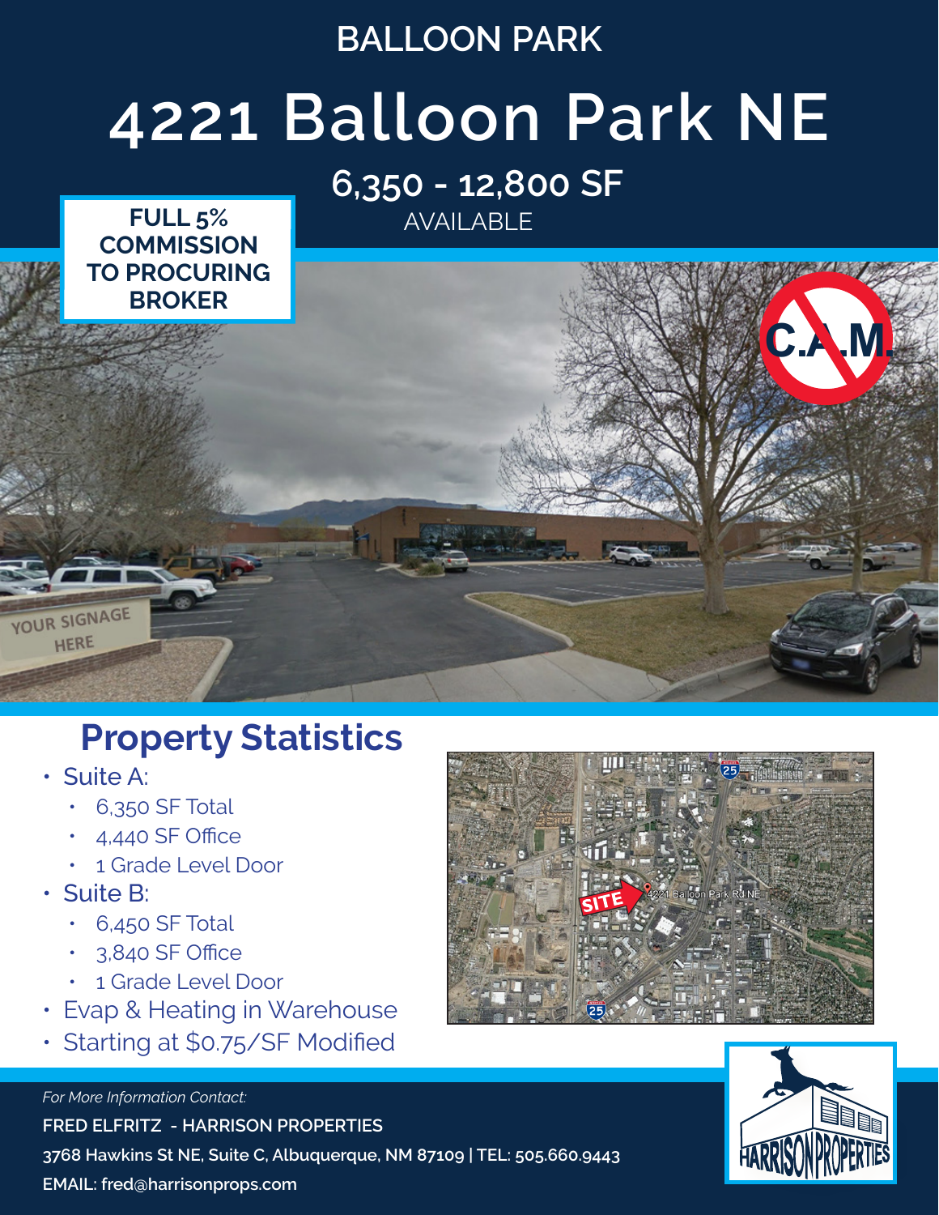BALLOON PARK

# 4221 Balloon Park NE

## 6,350 - 12,800 SF

AVAILABLE

**FULL 5% COMMISSION TO PROCURING BROKER**

C.A.M.

YOUR SIGNAGE HERE

## Property Statistics

- Suite A:
  - 6,350 SF Total
  - 4,440 SF Office
  - 1 Grade Level Door
- Suite B:
  - 6,450 SF Total
  - 3,840 SF Office
  - 1 Grade Level Door
- Evap & Heating in Warehouse
- Starting at $0.75/SF Modified

SITE

4221 Balloon Park Rd NE

25

25

*For More Information Contact:*

**FRED ELFRITZ - HARRISON PROPERTIES**

**3768 Hawkins St NE, Suite C, Albuquerque, NM 87109 | TEL: 505.660.9443**

**EMAIL: fred@harrisonprops.com**

HARRISON PROPERTIES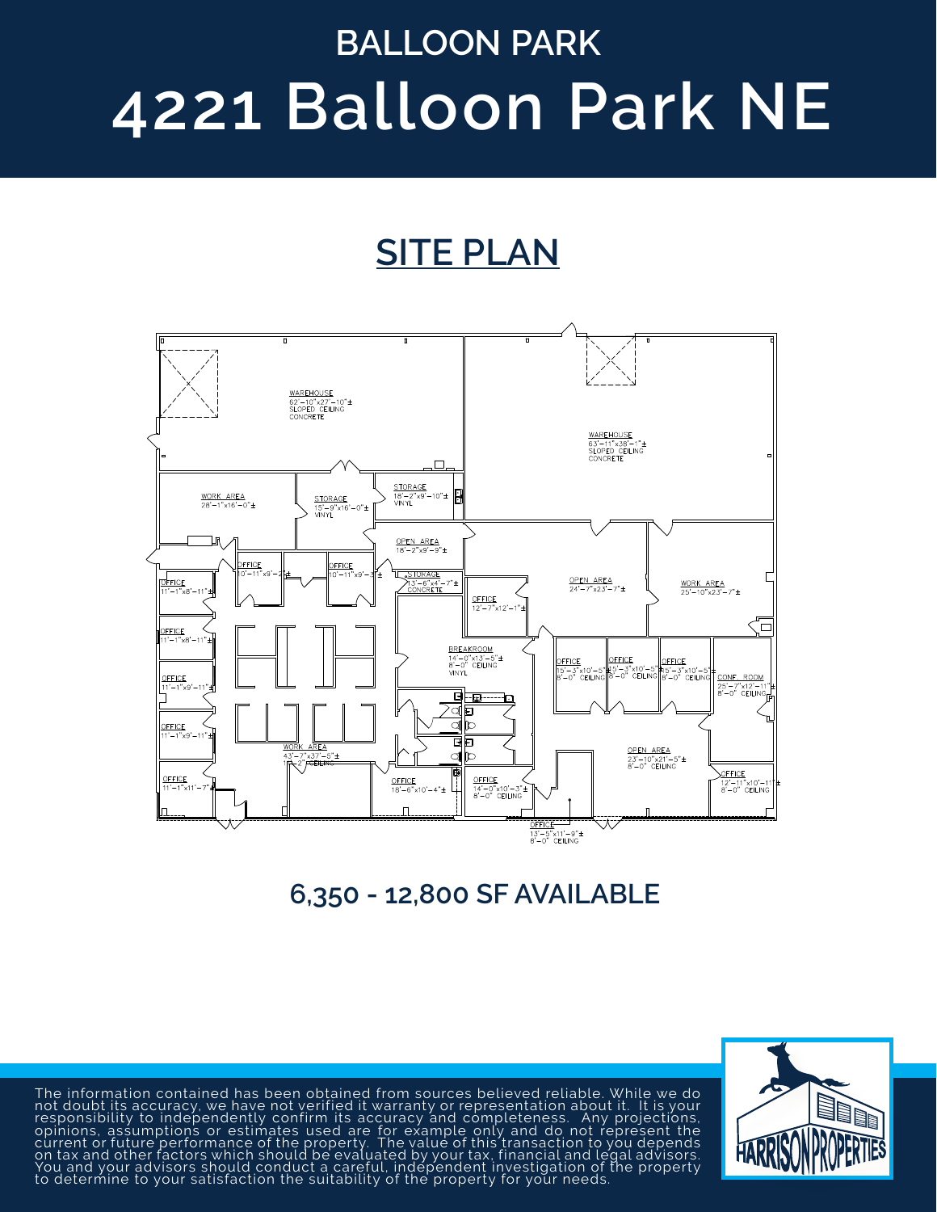# BALLOON PARK

# 4221 Balloon Park NE

## SITE PLAN

WAREHOUSE
62'-10"x27'-10"±
SLOPED CEILING
CONCRETE

WAREHOUSE
63'-11"x38'-1"±
SLOPED CEILING
CONCRETE

WORK AREA
28'-1"x16'-0"±

STORAGE
15'-9"x16'-0"±
VINYL

STORAGE
18'-2"x9'-10"±
VINYL

OPEN AREA
18'-2"x9'-9"±

OFFICE
10'-11"x9'-2"±

OFFICE
10'-11"x9'-3"±

STORAGE
13'-6"x4'-7"±
CONCRETE

OFFICE
11'-1"x8'-11"±

OFFICE
11'-1"x8'-11"±

OFFICE
11'-1"x9'-11"±

OFFICE
11'-1"x9'-11"±

OFFICE
11'-1"x11'-7"±

OFFICE
12'-7"x12'-1"±

OPEN AREA
24'-7"x23'-7"±

WORK AREA
25'-10"x23'-7"±

BREAKROOM
14'-0"x13'-5"±
8'-0" CEILING
VINYL

OFFICE
15'-3"x10'-5"±
8'-0" CEILING

OFFICE
15'-3"x10'-5"±
8'-0" CEILING

OFFICE
15'-3"x10'-5"±
8'-0" CEILING

CONF. ROOM
25'-7"x12'-11"±
8'-0" CEILING

WORK AREA
43'-7"x37'-5"±
1_'-2" CEILING

OPEN AREA
23'-10"x21'-5"±
8'-0" CEILING

OFFICE
18'-6"x10'-4"±

OFFICE
14'-0"x10'-3"±
8'-0" CEILING

OFFICE
12'-11"x10'-11"±
8'-0" CEILING

OFFICE
13'-5"x11'-9"±
8'-0" CEILING

**6,350 - 12,800 SF AVAILABLE**

The information contained has been obtained from sources believed reliable. While we do not doubt its accuracy, we have not verified it warranty or representation about it. It is your responsibility to independently confirm its accuracy and completeness. Any projections, opinions, assumptions or estimates used are for example only and do not represent the current or future performance of the property. The value of this transaction to you depends on tax and other factors which should be evaluated by your tax, financial and legal advisors. You and your advisors should conduct a careful, independent investigation of the property to determine to your satisfaction the suitability of the property for your needs.

HARRISON PROPERTIES